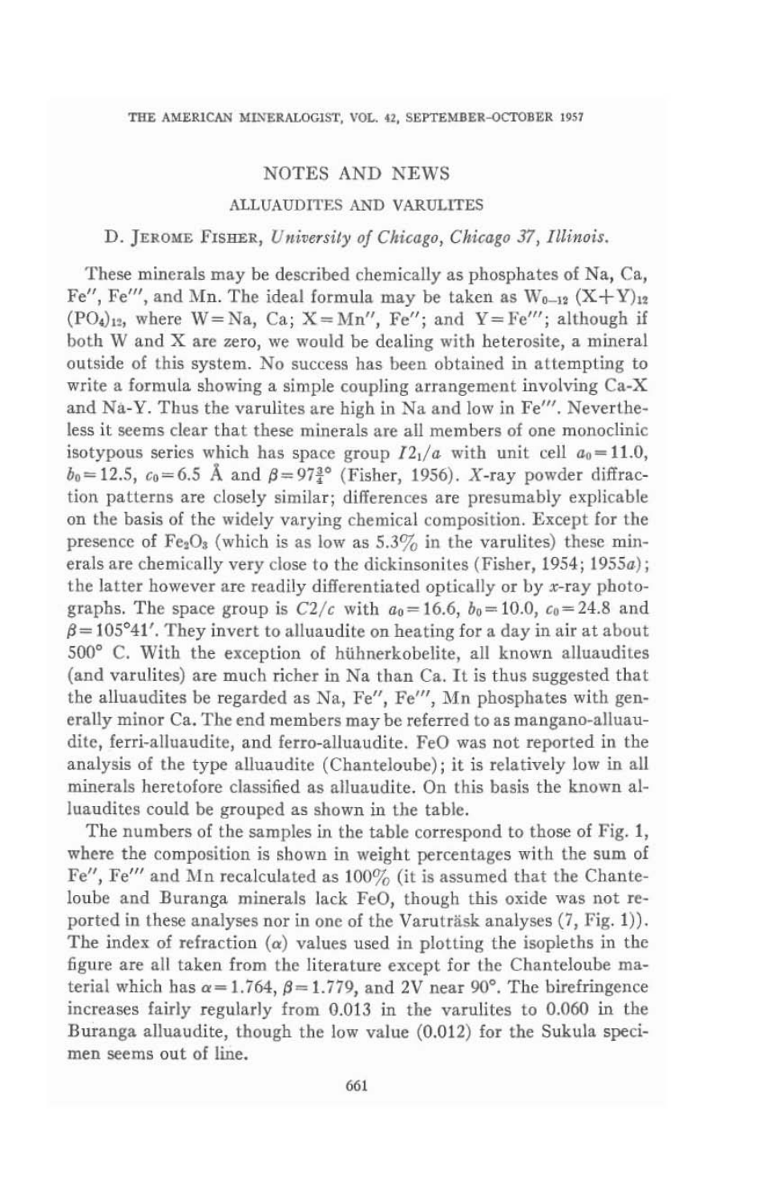## NOTES AND NEWS

### ALLUAUDITES AND VARULITES

D. Jerome Fisher, *University of Chicago, Chicago 37, Illinois.*

These minerals may be described chemically as phosphates of Na, Ca, Fe″, Fe‴, and Mn. The ideal formula may be taken as $W_{0-12}$ $(X+Y)_{12}$ $(PO_4)_{12}$, where W = Na, Ca; X = Mn″, Fe″; and Y = Fe‴; although if both W and X are zero, we would be dealing with heterosite, a mineral outside of this system. No success has been obtained in attempting to write a formula showing a simple coupling arrangement involving Ca-X and Na-Y. Thus the varulites are high in Na and low in Fe‴. Nevertheless it seems clear that these minerals are all members of one monoclinic isotypous series which has space group $I2_1/a$ with unit cell $a_0 = 11.0$, $b_0 = 12.5$, $c_0 = 6.5$ Å and $\beta = 97\frac{3}{4}°$ (Fisher, 1956). *X*-ray powder diffraction patterns are closely similar; differences are presumably explicable on the basis of the widely varying chemical composition. Except for the presence of $Fe_2O_3$ (which is as low as 5.3% in the varulites) these minerals are chemically very close to the dickinsonites (Fisher, 1954; 1955*a*); the latter however are readily differentiated optically or by *x*-ray photographs. The space group is $C2/c$ with $a_0 = 16.6$, $b_0 = 10.0$, $c_0 = 24.8$ and $\beta = 105°41'$. They invert to alluaudite on heating for a day in air at about 500° C. With the exception of hühnerkobelite, all known alluaudites (and varulites) are much richer in Na than Ca. It is thus suggested that the alluaudites be regarded as Na, Fe″, Fe‴, Mn phosphates with generally minor Ca. The end members may be referred to as mangano-alluaudite, ferri-alluaudite, and ferro-alluaudite. FeO was not reported in the analysis of the type alluaudite (Chanteloube); it is relatively low in all minerals heretofore classified as alluaudite. On this basis the known alluaudites could be grouped as shown in the table.

The numbers of the samples in the table correspond to those of Fig. 1, where the composition is shown in weight percentages with the sum of Fe″, Fe‴ and Mn recalculated as 100% (it is assumed that the Chanteloube and Buranga minerals lack FeO, though this oxide was not reported in these analyses nor in one of the Varuträsk analyses (7, Fig. 1)). The index of refraction ($\alpha$) values used in plotting the isopleths in the figure are all taken from the literature except for the Chanteloube material which has $\alpha = 1.764$, $\beta = 1.779$, and 2V near 90°. The birefringence increases fairly regularly from 0.013 in the varulites to 0.060 in the Buranga alluaudite, though the low value (0.012) for the Sukula specimen seems out of line.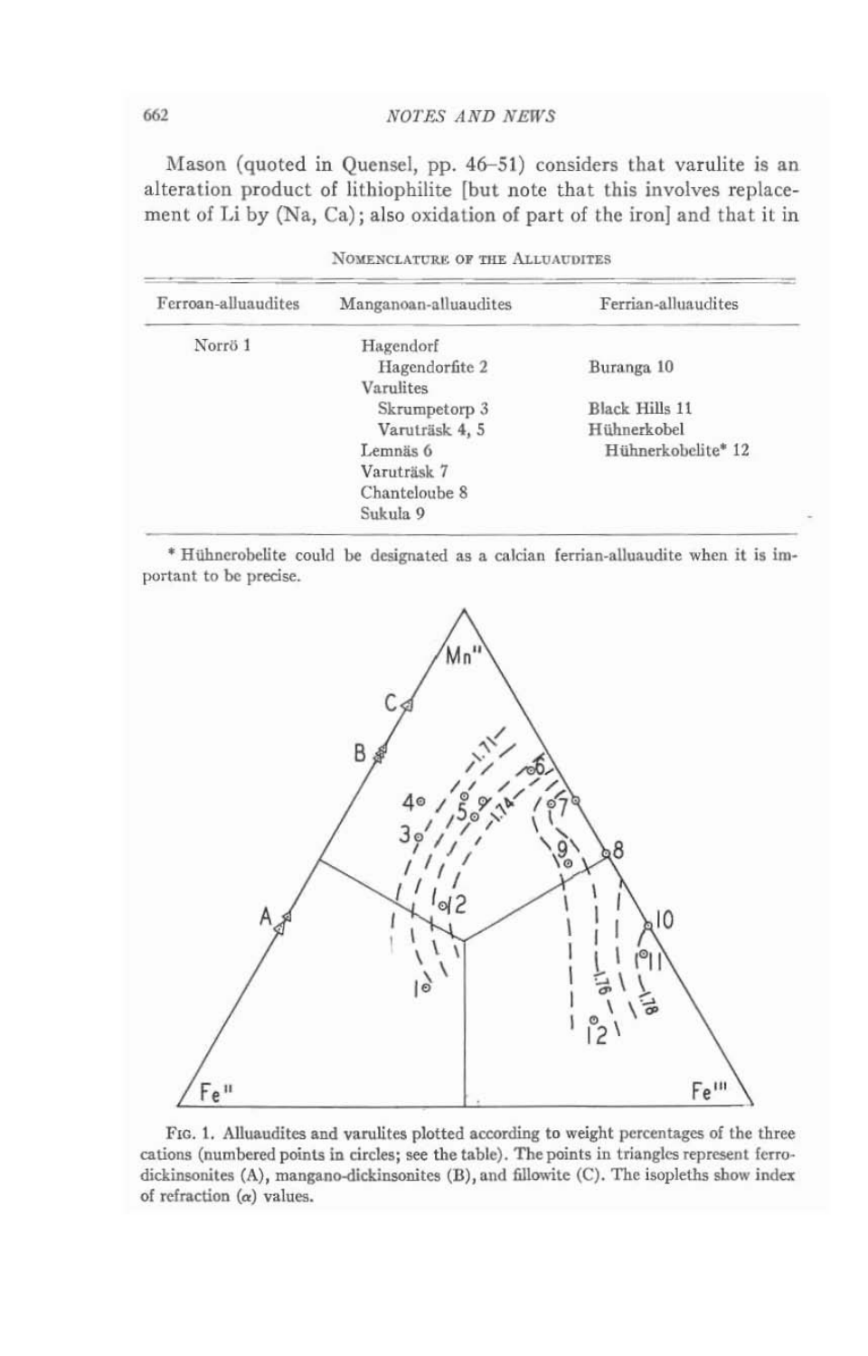Mason (quoted in Quensel, pp. 46–51) considers that varulite is an alteration product of lithiophilite [but note that this involves replacement of Li by (Na, Ca); also oxidation of part of the iron] and that it in

NOMENCLATURE OF THE ALLUAUDITES

| Ferroan-alluaudites | Manganoan-alluaudites | Ferrian-alluaudites |
|---|---|---|
| Norrö 1 | Hagendorf | |
| | Hagendorfite 2 | Buranga 10 |
| | Varulites | |
| | Skrumpetorp 3 | Black Hills 11 |
| | Varuträsk 4, 5 | Hühnerkobel |
| | Lemnäs 6 | Hühnerkobelite* 12 |
| | Varuträsk 7 | |
| | Chanteloube 8 | |
| | Sukula 9 | |

\* Hühnerobelite could be designated as a calcian ferrian-alluaudite when it is important to be precise.

FIG. 1. Alluaudites and varulites plotted according to weight percentages of the three cations (numbered points in circles; see the table). The points in triangles represent ferrodickinsonites (A), mangano-dickinsonites (B), and fillowite (C). The isopleths show index of refraction (α) values.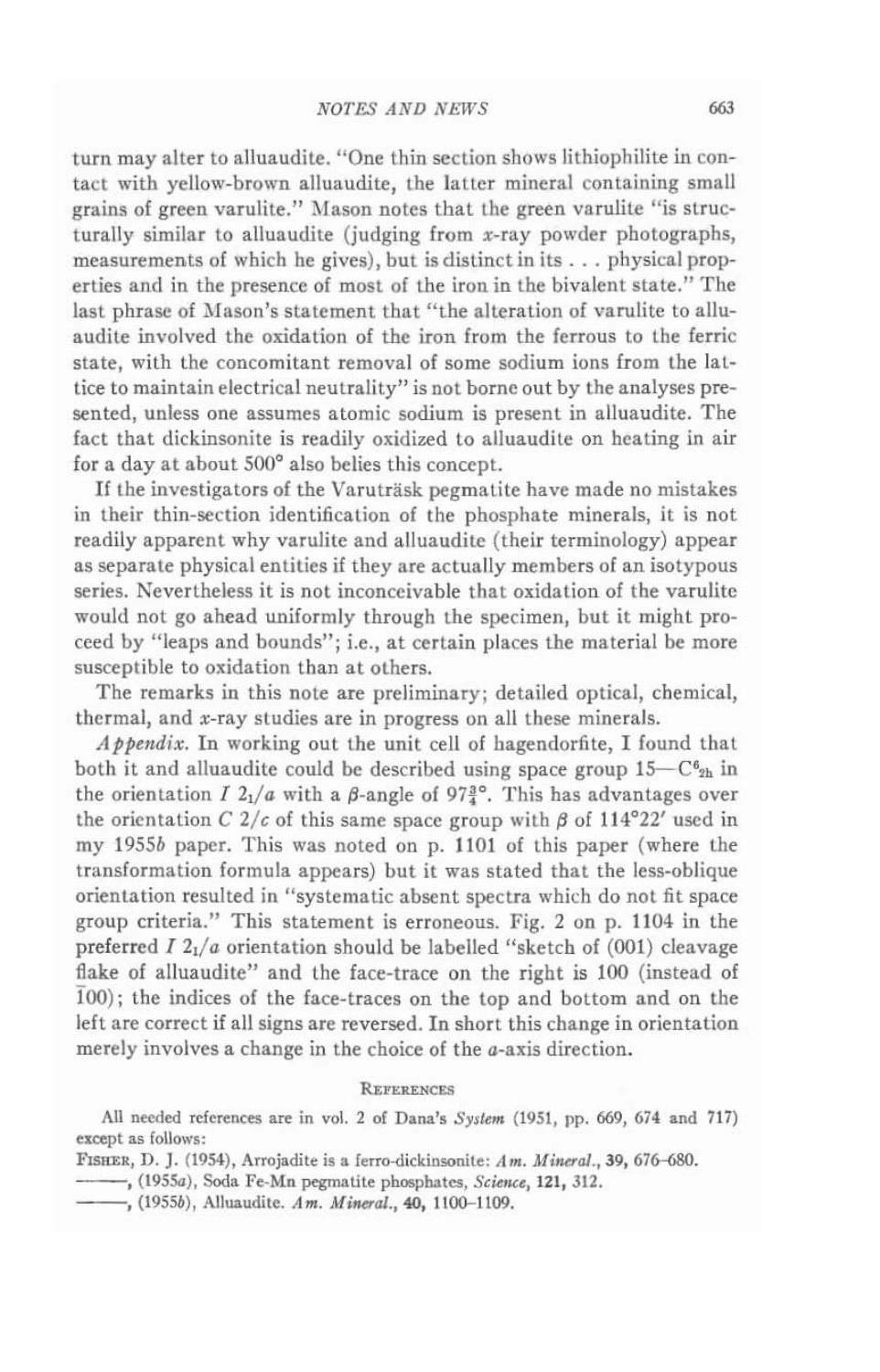turn may alter to alluaudite. "One thin section shows lithiophilite in contact with yellow-brown alluaudite, the latter mineral containing small grains of green varulite." Mason notes that the green varulite "is structurally similar to alluaudite (judging from $x$-ray powder photographs, measurements of which he gives), but is distinct in its . . . physical properties and in the presence of most of the iron in the bivalent state." The last phrase of Mason's statement that "the alteration of varulite to alluaudite involved the oxidation of the iron from the ferrous to the ferric state, with the concomitant removal of some sodium ions from the lattice to maintain electrical neutrality" is not borne out by the analyses presented, unless one assumes atomic sodium is present in alluaudite. The fact that dickinsonite is readily oxidized to alluaudite on heating in air for a day at about 500° also belies this concept.

If the investigators of the Varuträsk pegmatite have made no mistakes in their thin-section identification of the phosphate minerals, it is not readily apparent why varulite and alluaudite (their terminology) appear as separate physical entities if they are actually members of an isotypous series. Nevertheless it is not inconceivable that oxidation of the varulite would not go ahead uniformly through the specimen, but it might proceed by "leaps and bounds"; i.e., at certain places the material be more susceptible to oxidation than at others.

The remarks in this note are preliminary; detailed optical, chemical, thermal, and $x$-ray studies are in progress on all these minerals.

*Appendix.* In working out the unit cell of hagendorfite, I found that both it and alluaudite could be described using space group 15—$C^6_{2h}$ in the orientation $I\ 2_1/a$ with a $\beta$-angle of $97\frac{3}{4}$°. This has advantages over the orientation $C\ 2/c$ of this same space group with $\beta$ of 114°22′ used in my 1955*b* paper. This was noted on p. 1101 of this paper (where the transformation formula appears) but it was stated that the less-oblique orientation resulted in "systematic absent spectra which do not fit space group criteria." This statement is erroneous. Fig. 2 on p. 1104 in the preferred $I\ 2_1/a$ orientation should be labelled "sketch of (001) cleavage flake of alluaudite" and the face-trace on the right is 100 (instead of $\bar{1}00$); the indices of the face-traces on the top and bottom and on the left are correct if all signs are reversed. In short this change in orientation merely involves a change in the choice of the $a$-axis direction.

## References

All needed references are in vol. 2 of Dana's *System* (1951, pp. 669, 674 and 717) except as follows:

Fisher, D. J. (1954), Arrojadite is a ferro-dickinsonite: *Am. Mineral.*, **39**, 676–680.

———, (1955*a*), Soda Fe-Mn pegmatite phosphates, *Science*, **121**, 312.

———, (1955*b*), Alluaudite. *Am. Mineral.*, **40**, 1100–1109.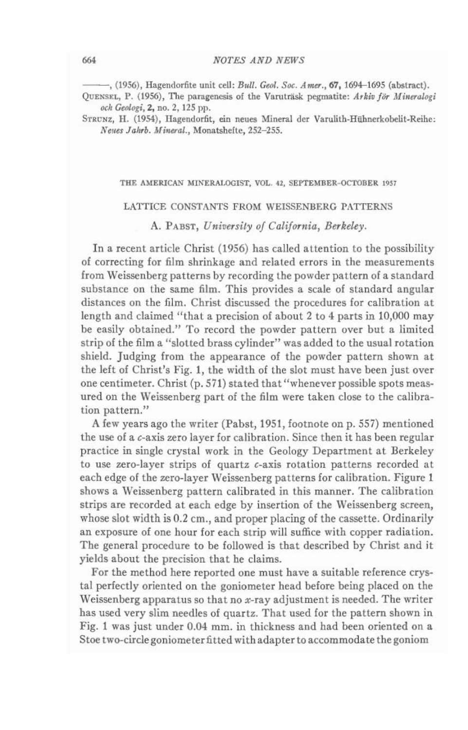——, (1956), Hagendorfite unit cell: *Bull. Geol. Soc. Amer.*, **67**, 1694–1695 (abstract).

QUENSEL, P. (1956), The paragenesis of the Varuträsk pegmatite: *Arkiv för Mineralogi och Geologi*, **2**, no. 2, 125 pp.

STRUNZ, H. (1954), Hagendorfit, ein neues Mineral der Varulith-Hühnerkobelit-Reihe: *Neues Jahrb. Mineral.*, Monatshefte, 252–255.

THE AMERICAN MINERALOGIST, VOL. 42, SEPTEMBER-OCTOBER 1957

## LATTICE CONSTANTS FROM WEISSENBERG PATTERNS

A. PABST, *University of California, Berkeley.*

In a recent article Christ (1956) has called attention to the possibility of correcting for film shrinkage and related errors in the measurements from Weissenberg patterns by recording the powder pattern of a standard substance on the same film. This provides a scale of standard angular distances on the film. Christ discussed the procedures for calibration at length and claimed "that a precision of about 2 to 4 parts in 10,000 may be easily obtained." To record the powder pattern over but a limited strip of the film a "slotted brass cylinder" was added to the usual rotation shield. Judging from the appearance of the powder pattern shown at the left of Christ's Fig. 1, the width of the slot must have been just over one centimeter. Christ (p. 571) stated that "whenever possible spots measured on the Weissenberg part of the film were taken close to the calibration pattern."

A few years ago the writer (Pabst, 1951, footnote on p. 557) mentioned the use of a $c$-axis zero layer for calibration. Since then it has been regular practice in single crystal work in the Geology Department at Berkeley to use zero-layer strips of quartz $c$-axis rotation patterns recorded at each edge of the zero-layer Weissenberg patterns for calibration. Figure 1 shows a Weissenberg pattern calibrated in this manner. The calibration strips are recorded at each edge by insertion of the Weissenberg screen, whose slot width is 0.2 cm., and proper placing of the cassette. Ordinarily an exposure of one hour for each strip will suffice with copper radiation. The general procedure to be followed is that described by Christ and it yields about the precision that he claims.

For the method here reported one must have a suitable reference crystal perfectly oriented on the goniometer head before being placed on the Weissenberg apparatus so that no $x$-ray adjustment is needed. The writer has used very slim needles of quartz. That used for the pattern shown in Fig. 1 was just under 0.04 mm. in thickness and had been oriented on a Stoe two-circle goniometer fitted with adapter to accommodate the goniom